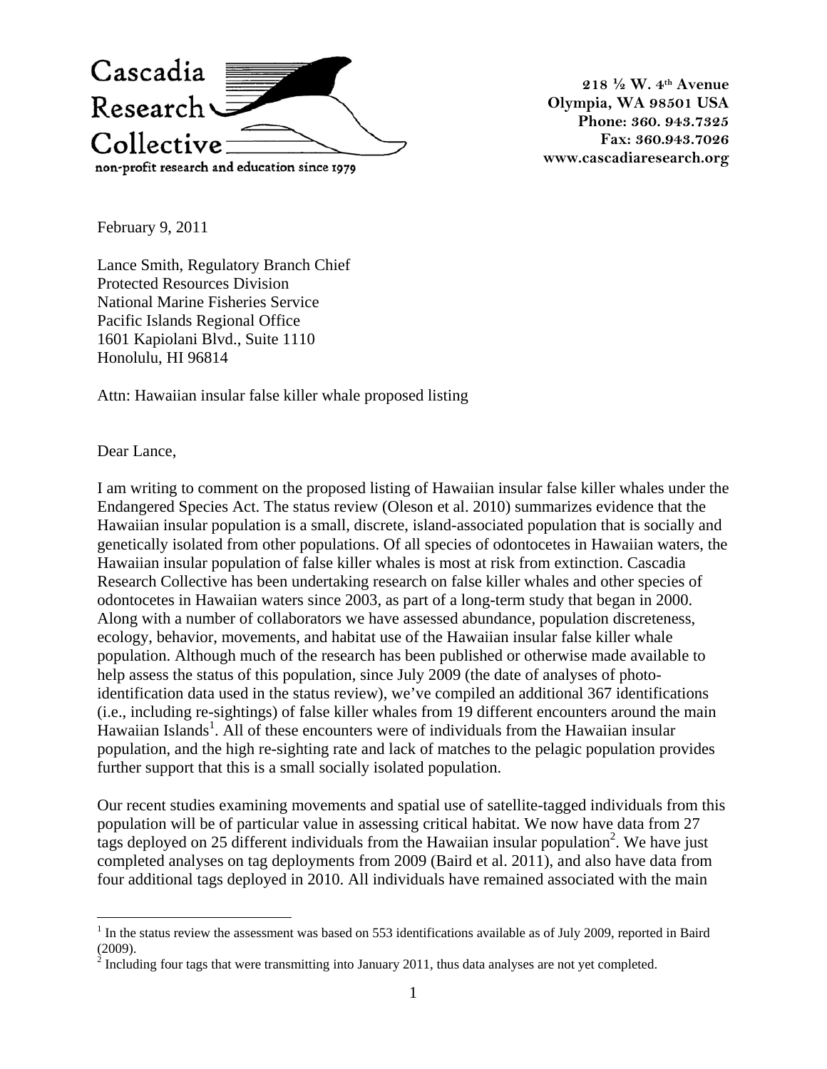Cascadia Research Collective

non-profit research and education since 1979

218 ½ W. 4th Avenue
Olympia, WA 98501 USA
Phone: 360. 943.7325
Fax: 360.943.7026
www.cascadiaresearch.org

February 9, 2011

Lance Smith, Regulatory Branch Chief
Protected Resources Division
National Marine Fisheries Service
Pacific Islands Regional Office
1601 Kapiolani Blvd., Suite 1110
Honolulu, HI 96814

Attn: Hawaiian insular false killer whale proposed listing

Dear Lance,

I am writing to comment on the proposed listing of Hawaiian insular false killer whales under the Endangered Species Act. The status review (Oleson et al. 2010) summarizes evidence that the Hawaiian insular population is a small, discrete, island-associated population that is socially and genetically isolated from other populations. Of all species of odontocetes in Hawaiian waters, the Hawaiian insular population of false killer whales is most at risk from extinction. Cascadia Research Collective has been undertaking research on false killer whales and other species of odontocetes in Hawaiian waters since 2003, as part of a long-term study that began in 2000. Along with a number of collaborators we have assessed abundance, population discreteness, ecology, behavior, movements, and habitat use of the Hawaiian insular false killer whale population. Although much of the research has been published or otherwise made available to help assess the status of this population, since July 2009 (the date of analyses of photo-identification data used in the status review), we've compiled an additional 367 identifications (i.e., including re-sightings) of false killer whales from 19 different encounters around the main Hawaiian Islands[1]. All of these encounters were of individuals from the Hawaiian insular population, and the high re-sighting rate and lack of matches to the pelagic population provides further support that this is a small socially isolated population.

Our recent studies examining movements and spatial use of satellite-tagged individuals from this population will be of particular value in assessing critical habitat. We now have data from 27 tags deployed on 25 different individuals from the Hawaiian insular population[2]. We have just completed analyses on tag deployments from 2009 (Baird et al. 2011), and also have data from four additional tags deployed in 2010. All individuals have remained associated with the main

[1] In the status review the assessment was based on 553 identifications available as of July 2009, reported in Baird (2009).

[2] Including four tags that were transmitting into January 2011, thus data analyses are not yet completed.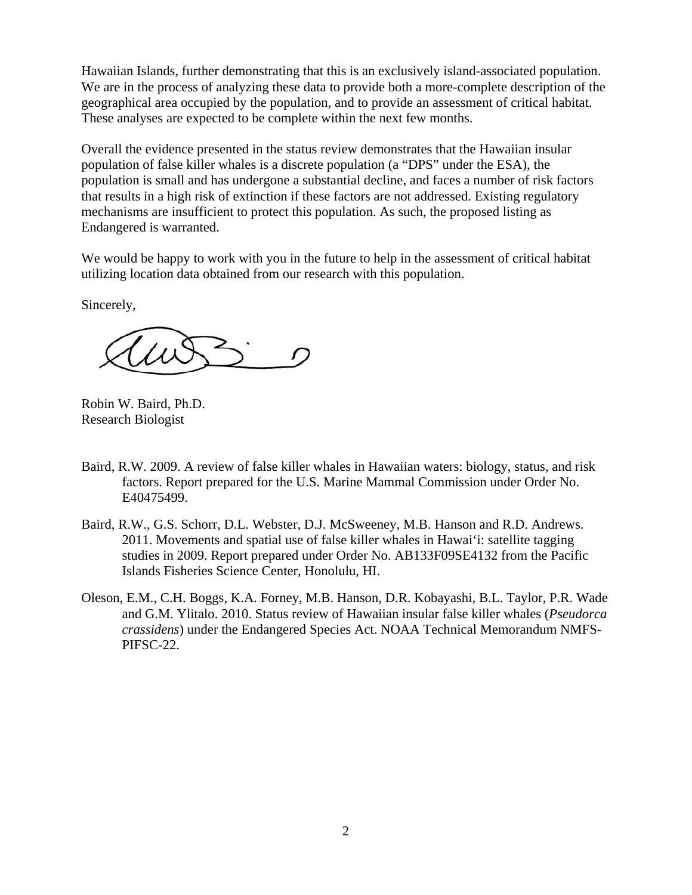Hawaiian Islands, further demonstrating that this is an exclusively island-associated population. We are in the process of analyzing these data to provide both a more-complete description of the geographical area occupied by the population, and to provide an assessment of critical habitat. These analyses are expected to be complete within the next few months.

Overall the evidence presented in the status review demonstrates that the Hawaiian insular population of false killer whales is a discrete population (a "DPS" under the ESA), the population is small and has undergone a substantial decline, and faces a number of risk factors that results in a high risk of extinction if these factors are not addressed. Existing regulatory mechanisms are insufficient to protect this population. As such, the proposed listing as Endangered is warranted.

We would be happy to work with you in the future to help in the assessment of critical habitat utilizing location data obtained from our research with this population.

Sincerely,

Robin W. Baird, Ph.D.
Research Biologist

Baird, R.W. 2009. A review of false killer whales in Hawaiian waters: biology, status, and risk factors. Report prepared for the U.S. Marine Mammal Commission under Order No. E40475499.

Baird, R.W., G.S. Schorr, D.L. Webster, D.J. McSweeney, M.B. Hanson and R.D. Andrews. 2011. Movements and spatial use of false killer whales in Hawai'i: satellite tagging studies in 2009. Report prepared under Order No. AB133F09SE4132 from the Pacific Islands Fisheries Science Center, Honolulu, HI.

Oleson, E.M., C.H. Boggs, K.A. Forney, M.B. Hanson, D.R. Kobayashi, B.L. Taylor, P.R. Wade and G.M. Ylitalo. 2010. Status review of Hawaiian insular false killer whales (*Pseudorca crassidens*) under the Endangered Species Act. NOAA Technical Memorandum NMFS-PIFSC-22.